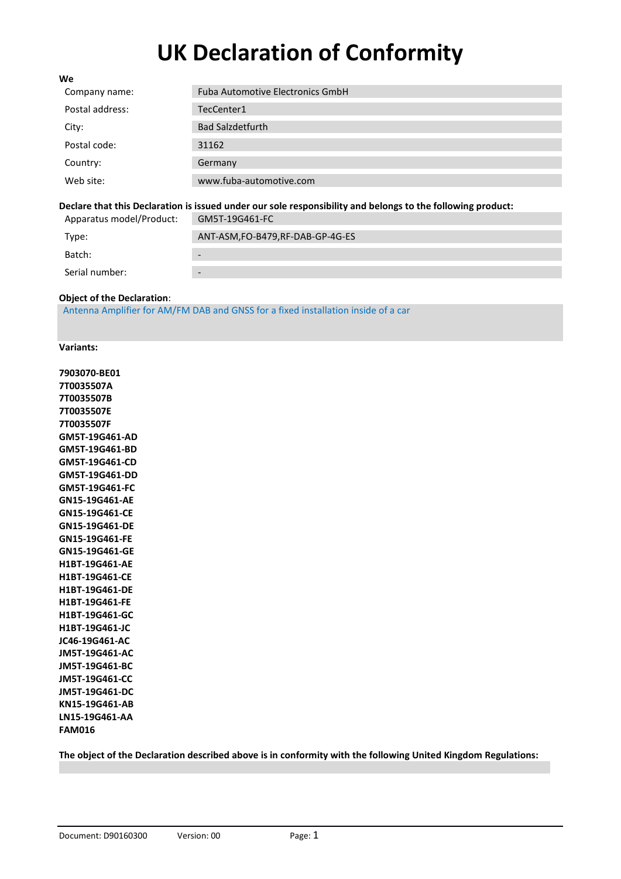# UK Declaration of Conformity

**We**

| | |
|---|---|
| Company name: | Fuba Automotive Electronics GmbH |
| Postal address: | TecCenter1 |
| City: | Bad Salzdetfurth |
| Postal code: | 31162 |
| Country: | Germany |
| Web site: | www.fuba-automotive.com |

**Declare that this Declaration is issued under our sole responsibility and belongs to the following product:**

| | |
|---|---|
| Apparatus model/Product: | GM5T-19G461-FC |
| Type: | ANT-ASM,FO-B479,RF-DAB-GP-4G-ES |
| Batch: | - |
| Serial number: | - |

**Object of the Declaration**:

Antenna Amplifier for AM/FM DAB and GNSS for a fixed installation inside of a car

**Variants:**

**7903070-BE01**
**7T0035507A**
**7T0035507B**
**7T0035507E**
**7T0035507F**
**GM5T-19G461-AD**
**GM5T-19G461-BD**
**GM5T-19G461-CD**
**GM5T-19G461-DD**
**GM5T-19G461-FC**
**GN15-19G461-AE**
**GN15-19G461-CE**
**GN15-19G461-DE**
**GN15-19G461-FE**
**GN15-19G461-GE**
**H1BT-19G461-AE**
**H1BT-19G461-CE**
**H1BT-19G461-DE**
**H1BT-19G461-FE**
**H1BT-19G461-GC**
**H1BT-19G461-JC**
**JC46-19G461-AC**
**JM5T-19G461-AC**
**JM5T-19G461-BC**
**JM5T-19G461-CC**
**JM5T-19G461-DC**
**KN15-19G461-AB**
**LN15-19G461-AA**
**FAM016**

**The object of the Declaration described above is in conformity with the following United Kingdom Regulations:**

Document: D90160300 Version: 00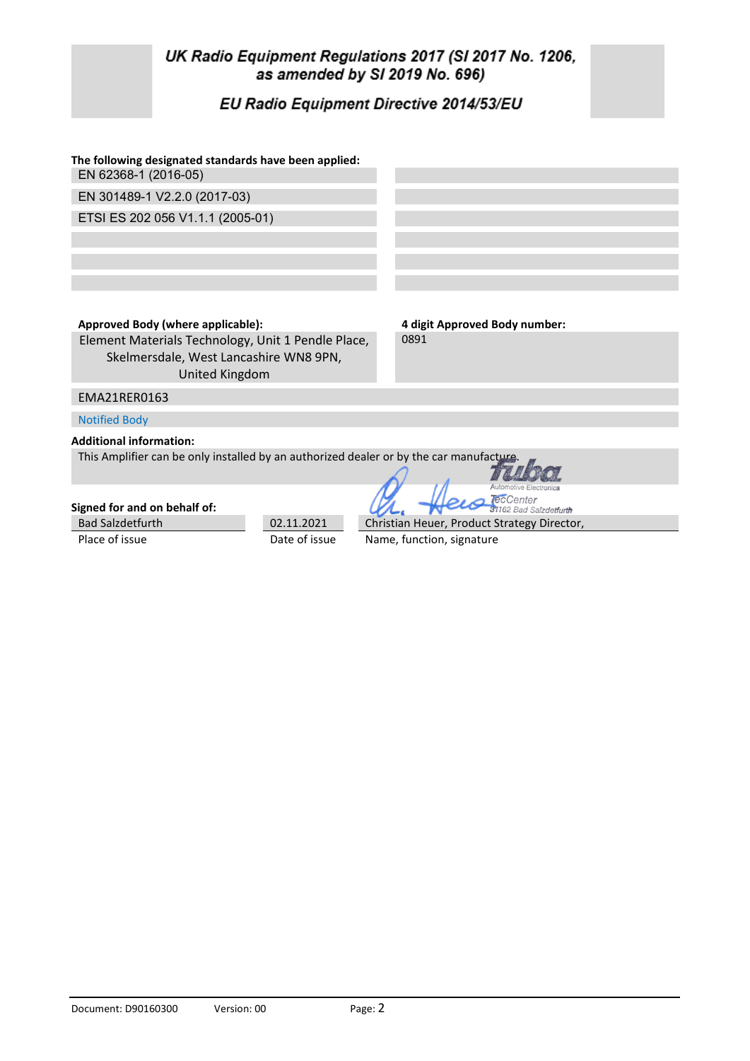## *UK Radio Equipment Regulations 2017 (SI 2017 No. 1206, as amended by SI 2019 No. 696)*

## *EU Radio Equipment Directive 2014/53/EU*

**The following designated standards have been applied:**

| | |
|---|---|
| EN 62368-1 (2016-05) | |
| EN 301489-1 V2.2.0 (2017-03) | |
| ETSI ES 202 056 V1.1.1 (2005-01) | |
| | |
| | |
| | |

| **Approved Body (where applicable):** | **4 digit Approved Body number:** |
|---|---|
| Element Materials Technology, Unit 1 Pendle Place, Skelmersdale, West Lancashire WN8 9PN, United Kingdom | 0891 |

EMA21RER0163

Notified Body

**Additional information:**

This Amplifier can be only installed by an authorized dealer or by the car manufacture.

fuba Automotive Electronics TecCenter 31162 Bad Salzdetfurth

**Signed for and on behalf of:**

| | | |
|---|---|---|
| Bad Salzdetfurth | 02.11.2021 | Christian Heuer, Product Strategy Director, |
| Place of issue | Date of issue | Name, function, signature |

Document: D90160300 Version: 00